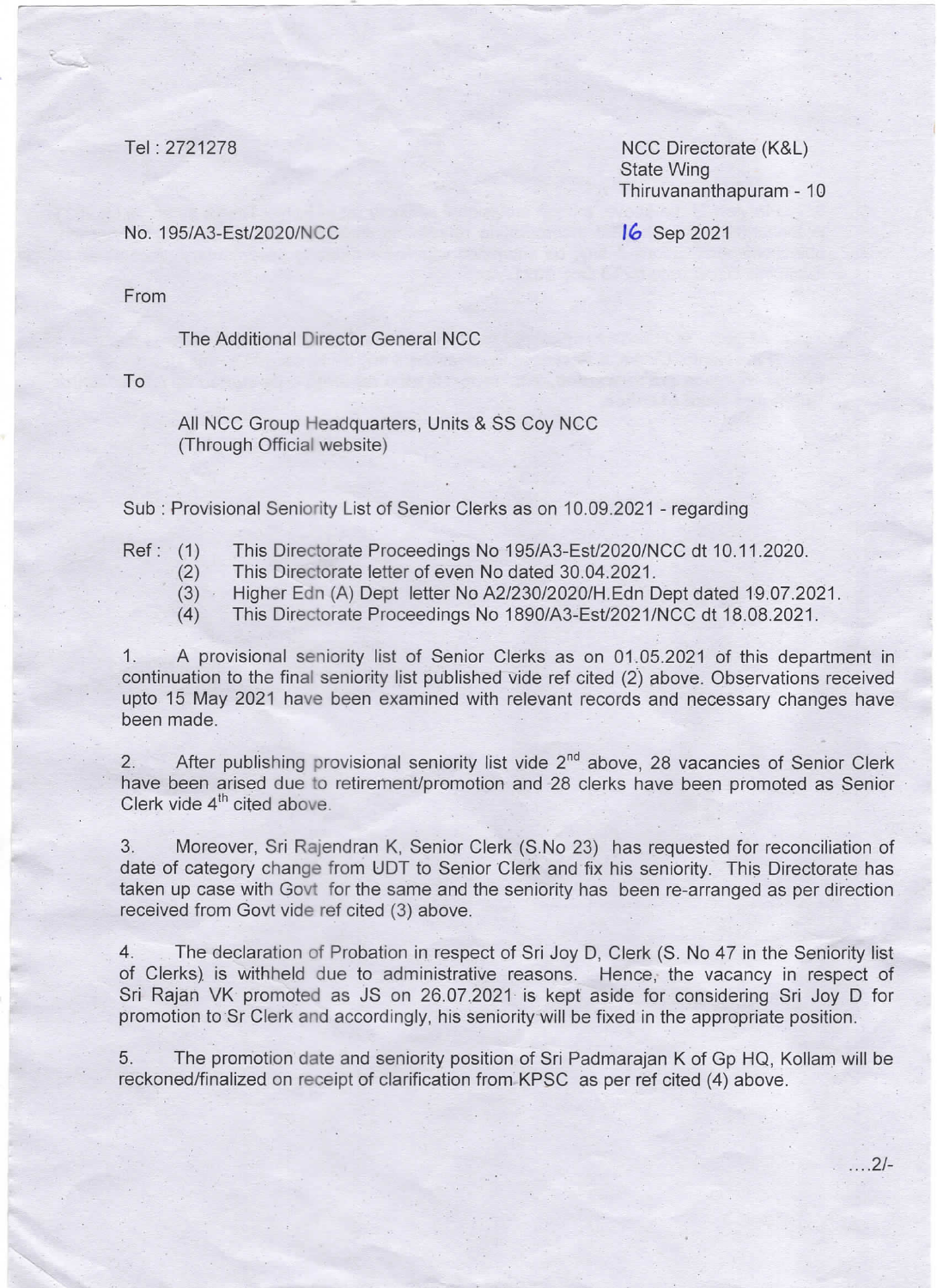Tel : 2721278

NCC Directorate (K&L)
State Wing
Thiruvananthapuram - 10

No. 195/A3-Est/2020/NCC

16 Sep 2021

From

The Additional Director General NCC

To

All NCC Group Headquarters, Units & SS Coy NCC
(Through Official website)

Sub : Provisional Seniority List of Senior Clerks as on 10.09.2021 - regarding

Ref :
(1) This Directorate Proceedings No 195/A3-Est/2020/NCC dt 10.11.2020.
(2) This Directorate letter of even No dated 30.04.2021.
(3) Higher Edn (A) Dept letter No A2/230/2020/H.Edn Dept dated 19.07.2021.
(4) This Directorate Proceedings No 1890/A3-Est/2021/NCC dt 18.08.2021.

1. A provisional seniority list of Senior Clerks as on 01.05.2021 of this department in continuation to the final seniority list published vide ref cited (2) above. Observations received upto 15 May 2021 have been examined with relevant records and necessary changes have been made.

2. After publishing provisional seniority list vide 2nd above, 28 vacancies of Senior Clerk have been arised due to retirement/promotion and 28 clerks have been promoted as Senior Clerk vide 4th cited above.

3. Moreover, Sri Rajendran K, Senior Clerk (S.No 23) has requested for reconciliation of date of category change from UDT to Senior Clerk and fix his seniority. This Directorate has taken up case with Govt for the same and the seniority has been re-arranged as per direction received from Govt vide ref cited (3) above.

4. The declaration of Probation in respect of Sri Joy D, Clerk (S. No 47 in the Seniority list of Clerks) is withheld due to administrative reasons. Hence, the vacancy in respect of Sri Rajan VK promoted as JS on 26.07.2021 is kept aside for considering Sri Joy D for promotion to Sr Clerk and accordingly, his seniority will be fixed in the appropriate position.

5. The promotion date and seniority position of Sri Padmarajan K of Gp HQ, Kollam will be reckoned/finalized on receipt of clarification from KPSC as per ref cited (4) above.

....2/-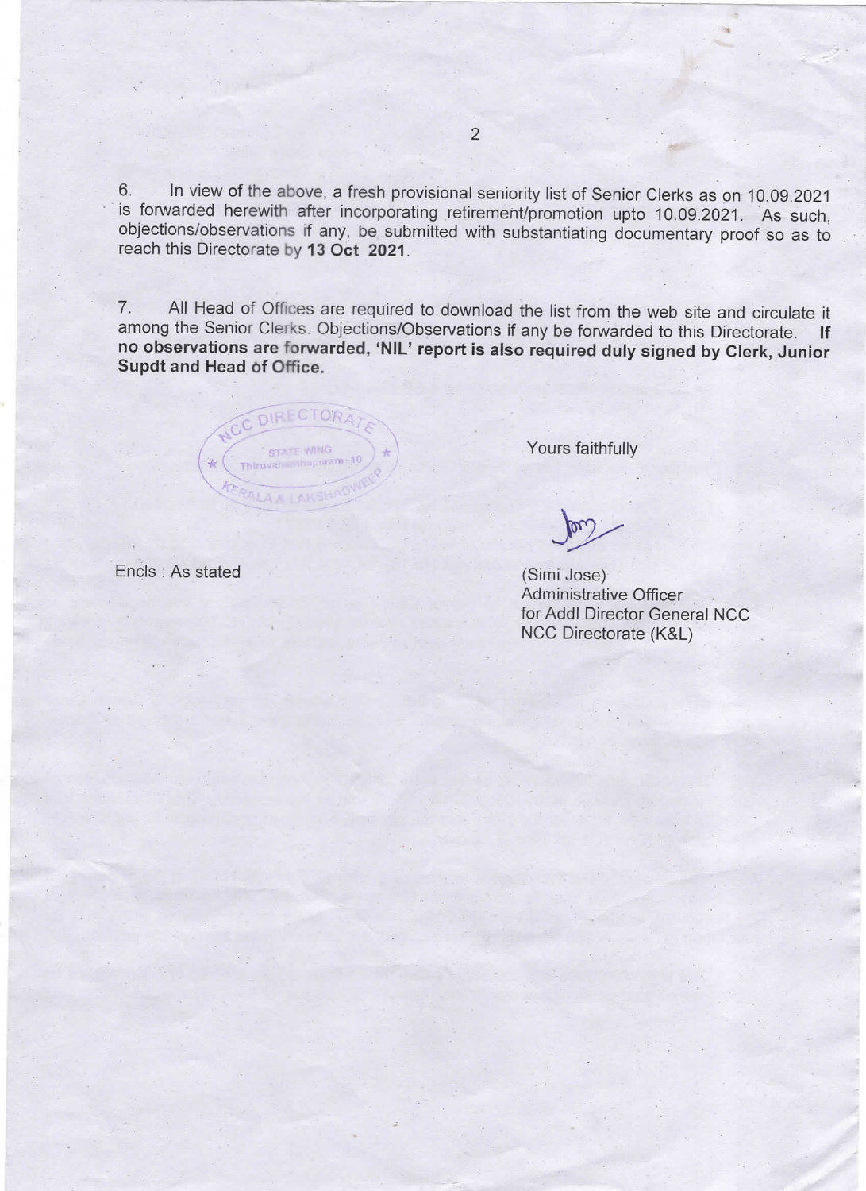6. In view of the above, a fresh provisional seniority list of Senior Clerks as on 10.09.2021 is forwarded herewith after incorporating retirement/promotion upto 10.09.2021. As such, objections/observations if any, be submitted with substantiating documentary proof so as to reach this Directorate by **13 Oct 2021**.

7. All Head of Offices are required to download the list from the web site and circulate it among the Senior Clerks. Objections/Observations if any be forwarded to this Directorate. **If no observations are forwarded, 'NIL' report is also required duly signed by Clerk, Junior Supdt and Head of Office.**

NCC DIRECTORATE STATE WING Thiruvananthapuram-10 KERALA & LAKSHADWEEP

Yours faithfully

(Simi Jose)
Administrative Officer
for Addl Director General NCC
NCC Directorate (K&L)

Encls : As stated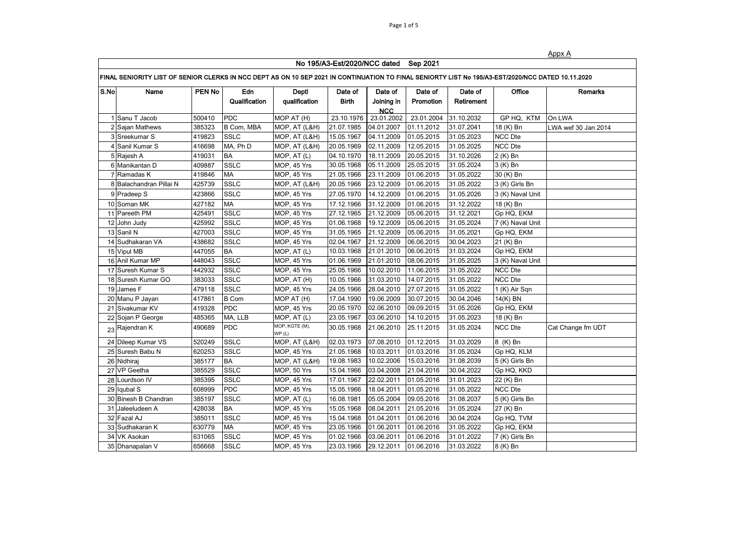Appx A

**No 195/A3-Est/2020/NCC dated Sep 2021**

**FINAL SENIORITY LIST OF SENIOR CLERKS IN NCC DEPT AS ON 10 SEP 2021 IN CONTINUATION TO FINAL SENIORTY LIST No 195/A3-EST/2020/NCC DATED 10.11.2020**

| S.No | Name | PEN No | Edn Qualification | Deptl qualification | Date of Birth | Date of Joining in NCC | Date of Promotion | Date of Retirement | Office | Remarks |
|---|---|---|---|---|---|---|---|---|---|---|
| 1 | Sanu T Jacob | 500410 | PDC | MOP AT (H) | 23.10.1976 | 23.01.2002 | 23.01.2004 | 31.10.2032 | GP HQ, KTM | On LWA |
| 2 | Sajan Mathews | 385323 | B Com, MBA | MOP, AT (L&H) | 21.07.1985 | 04.01.2007 | 01.11.2012 | 31.07.2041 | 18 (K) Bn | LWA wef 30 Jan 2014 |
| 3 | Sreekumar S | 419823 | SSLC | MOP, AT (L&H) | 15.05.1967 | 04.11.2009 | 01.05.2015 | 31.05.2023 | NCC Dte | |
| 4 | Sanil Kumar S | 416698 | MA, Ph D | MOP, AT (L&H) | 20.05.1969 | 02.11.2009 | 12.05.2015 | 31.05.2025 | NCC Dte | |
| 5 | Rajesh A | 419031 | BA | MOP, AT (L) | 04.10.1970 | 18.11.2009 | 20.05.2015 | 31.10.2026 | 2 (K) Bn | |
| 6 | Manikantan D | 409887 | SSLC | MOP, 45 Yrs | 30.05.1968 | 05.11.2009 | 25.05.2015 | 31.05.2024 | 3 (K) Bn | |
| 7 | Ramadas K | 419846 | MA | MOP, 45 Yrs | 21.05.1966 | 23.11.2009 | 01.06.2015 | 31.05.2022 | 30 (K) Bn | |
| 8 | Balachandran Pillai N | 425739 | SSLC | MOP, AT (L&H) | 20.05.1966 | 23.12.2009 | 01.06.2015 | 31.05.2022 | 3 (K) Girls Bn | |
| 9 | Pradeep S | 423866 | SSLC | MOP, 45 Yrs | 27.05.1970 | 14.12.2009 | 01.06.2015 | 31.05.2026 | 3 (K) Naval Unit | |
| 10 | Soman MK | 427182 | MA | MOP, 45 Yrs | 17.12.1966 | 31.12.2009 | 01.06.2015 | 31.12.2022 | 18 (K) Bn | |
| 11 | Pareeth PM | 425491 | SSLC | MOP, 45 Yrs | 27.12.1965 | 21.12.2009 | 05.06.2015 | 31.12.2021 | Gp HQ, EKM | |
| 12 | John Judy | 425992 | SSLC | MOP, 45 Yrs | 01.06.1968 | 19.12.2009 | 05.06.2015 | 31.05.2024 | 7 (K) Naval Unit | |
| 13 | Sanil N | 427003 | SSLC | MOP, 45 Yrs | 31.05.1965 | 21.12.2009 | 05.06.2015 | 31.05.2021 | Gp HQ, EKM | |
| 14 | Sudhakaran VA | 438682 | SSLC | MOP, 45 Yrs | 02.04.1967 | 21.12.2009 | 06.06.2015 | 30.04.2023 | 21 (K) Bn | |
| 15 | Vipul MB | 447055 | BA | MOP, AT (L) | 10.03.1968 | 21.01.2010 | 06.06.2015 | 31.03.2024 | Gp HQ, EKM | |
| 16 | Anil Kumar MP | 448043 | SSLC | MOP, 45 Yrs | 01.06.1969 | 21.01.2010 | 08.06.2015 | 31.05.2025 | 3 (K) Naval Unit | |
| 17 | Suresh Kumar S | 442932 | SSLC | MOP, 45 Yrs | 25.05.1966 | 10.02.2010 | 11.06.2015 | 31.05.2022 | NCC Dte | |
| 18 | Suresh Kumar GO | 383033 | SSLC | MOP, AT (H) | 10.05.1966 | 31.03.2010 | 14.07.2015 | 31.05.2022 | NCC Dte | |
| 19 | James F | 479118 | SSLC | MOP, 45 Yrs | 24.05.1966 | 28.04.2010 | 27.07.2015 | 31.05.2022 | 1 (K) Air Sqn | |
| 20 | Manu P Jayan | 417861 | B Com | MOP AT (H) | 17.04.1990 | 19.06.2009 | 30.07.2015 | 30.04.2046 | 14(K) BN | |
| 21 | Sivakumar KV | 419328 | PDC | MOP, 45 Yrs | 20.05.1970 | 02.06.2010 | 09.09.2015 | 31.05.2026 | Gp HQ, EKM | |
| 22 | Sojan P George | 485365 | MA, LLB | MOP, AT (L) | 23.05.1967 | 03.06.2010 | 14.10.2015 | 31.05.2023 | 18 (K) Bn | |
| 23 | Rajendran K | 490689 | PDC | MOP, KGTE (M), WP (L) | 30.05.1968 | 21.06.2010 | 25.11.2015 | 31.05.2024 | NCC Dte | Cat Change fm UDT |
| 24 | Dileep Kumar VS | 520249 | SSLC | MOP, AT (L&H) | 02.03.1973 | 07.08.2010 | 01.12.2015 | 31.03.2029 | 8 (K) Bn | |
| 25 | Suresh Babu N | 620253 | SSLC | MOP, 45 Yrs | 21.05.1968 | 10.03.2011 | 01.03.2016 | 31.05.2024 | Gp HQ, KLM | |
| 26 | Nidhiraj | 385177 | BA | MOP, AT (L&H) | 19.08.1983 | 10.02.2006 | 15.03.2016 | 31.08.2039 | 5 (K) Girls Bn | |
| 27 | VP Geetha | 385529 | SSLC | MOP, 50 Yrs | 15.04.1966 | 03.04.2008 | 21.04.2016 | 30.04.2022 | Gp HQ, KKD | |
| 28 | Lourdson IV | 385395 | SSLC | MOP, 45 Yrs | 17.01.1967 | 22.02.2011 | 01.05.2016 | 31.01.2023 | 22 (K) Bn | |
| 29 | Iqubal S | 608999 | PDC | MOP, 45 Yrs | 15.05.1966 | 18.04.2011 | 01.05.2016 | 31.05.2022 | NCC Dte | |
| 30 | Binesh B Chandran | 385197 | SSLC | MOP, AT (L) | 16.08.1981 | 05.05.2004 | 09.05.2016 | 31.08.2037 | 5 (K) Girls Bn | |
| 31 | Jaleeludeen A | 428038 | BA | MOP, 45 Yrs | 15.05.1968 | 08.04.2011 | 21.05.2016 | 31.05.2024 | 27 (K) Bn | |
| 32 | Fazal AJ | 385011 | SSLC | MOP, 45 Yrs | 15.04.1968 | 01.04.2011 | 01.06.2016 | 30.04.2024 | Gp HQ, TVM | |
| 33 | Sudhakaran K | 630779 | MA | MOP, 45 Yrs | 23.05.1966 | 01.06.2011 | 01.06.2016 | 31.05.2022 | Gp HQ, EKM | |
| 34 | VK Asokan | 631065 | SSLC | MOP, 45 Yrs | 01.02.1966 | 03.06.2011 | 01.06.2016 | 31.01.2022 | 7 (K) Girls Bn | |
| 35 | Dhanapalan V | 656668 | SSLC | MOP, 45 Yrs | 23.03.1966 | 29.12.2011 | 01.06.2016 | 31.03.2022 | 8 (K) Bn | |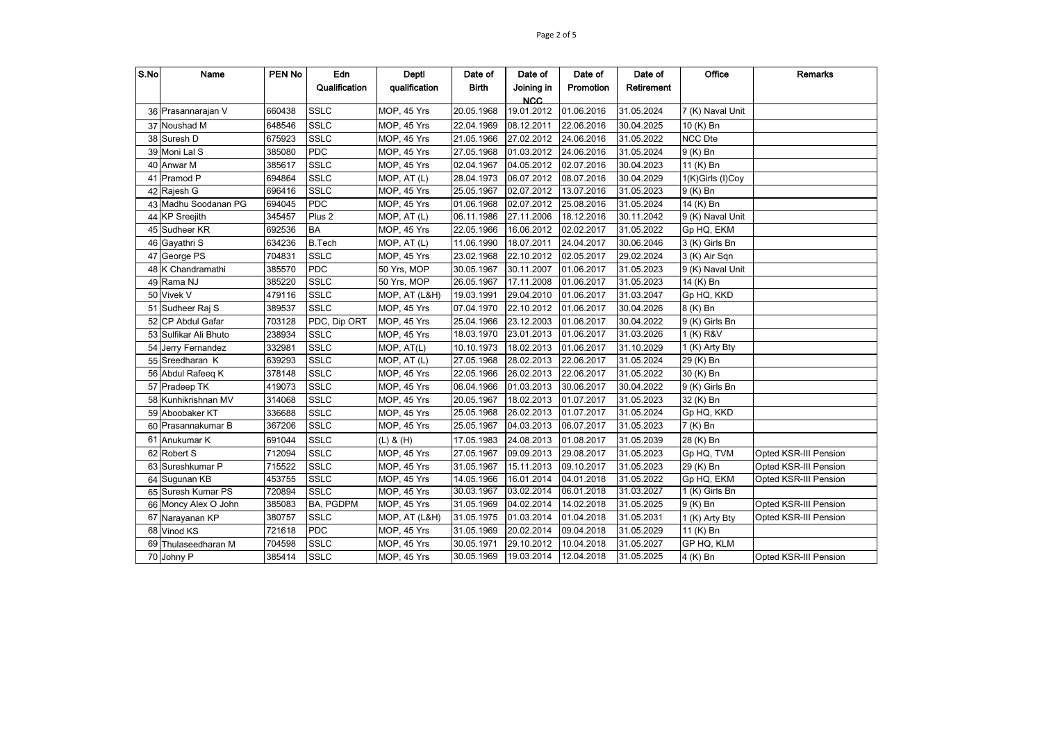| S.No | Name | PEN No | Edn Qualification | Deptl qualification | Date of Birth | Date of Joining in NCC | Date of Promotion | Date of Retirement | Office | Remarks |
|---|---|---|---|---|---|---|---|---|---|---|
| 36 | Prasannarajan V | 660438 | SSLC | MOP, 45 Yrs | 20.05.1968 | 19.01.2012 | 01.06.2016 | 31.05.2024 | 7 (K) Naval Unit | |
| 37 | Noushad M | 648546 | SSLC | MOP, 45 Yrs | 22.04.1969 | 08.12.2011 | 22.06.2016 | 30.04.2025 | 10 (K) Bn | |
| 38 | Suresh D | 675923 | SSLC | MOP, 45 Yrs | 21.05.1966 | 27.02.2012 | 24.06.2016 | 31.05.2022 | NCC Dte | |
| 39 | Moni Lal S | 385080 | PDC | MOP, 45 Yrs | 27.05.1968 | 01.03.2012 | 24.06.2016 | 31.05.2024 | 9 (K) Bn | |
| 40 | Anwar M | 385617 | SSLC | MOP, 45 Yrs | 02.04.1967 | 04.05.2012 | 02.07.2016 | 30.04.2023 | 11 (K) Bn | |
| 41 | Pramod P | 694864 | SSLC | MOP, AT (L) | 28.04.1973 | 06.07.2012 | 08.07.2016 | 30.04.2029 | 1(K)Girls (I)Coy | |
| 42 | Rajesh G | 696416 | SSLC | MOP, 45 Yrs | 25.05.1967 | 02.07.2012 | 13.07.2016 | 31.05.2023 | 9 (K) Bn | |
| 43 | Madhu Soodanan PG | 694045 | PDC | MOP, 45 Yrs | 01.06.1968 | 02.07.2012 | 25.08.2016 | 31.05.2024 | 14 (K) Bn | |
| 44 | KP Sreejith | 345457 | Plus 2 | MOP, AT (L) | 06.11.1986 | 27.11.2006 | 18.12.2016 | 30.11.2042 | 9 (K) Naval Unit | |
| 45 | Sudheer KR | 692536 | BA | MOP, 45 Yrs | 22.05.1966 | 16.06.2012 | 02.02.2017 | 31.05.2022 | Gp HQ, EKM | |
| 46 | Gayathri S | 634236 | B.Tech | MOP, AT (L) | 11.06.1990 | 18.07.2011 | 24.04.2017 | 30.06.2046 | 3 (K) Girls Bn | |
| 47 | George PS | 704831 | SSLC | MOP, 45 Yrs | 23.02.1968 | 22.10.2012 | 02.05.2017 | 29.02.2024 | 3 (K) Air Sqn | |
| 48 | K Chandramathi | 385570 | PDC | 50 Yrs, MOP | 30.05.1967 | 30.11.2007 | 01.06.2017 | 31.05.2023 | 9 (K) Naval Unit | |
| 49 | Rama NJ | 385220 | SSLC | 50 Yrs, MOP | 26.05.1967 | 17.11.2008 | 01.06.2017 | 31.05.2023 | 14 (K) Bn | |
| 50 | Vivek V | 479116 | SSLC | MOP, AT (L&H) | 19.03.1991 | 29.04.2010 | 01.06.2017 | 31.03.2047 | Gp HQ, KKD | |
| 51 | Sudheer Raj S | 389537 | SSLC | MOP, 45 Yrs | 07.04.1970 | 22.10.2012 | 01.06.2017 | 30.04.2026 | 8 (K) Bn | |
| 52 | CP Abdul Gafar | 703128 | PDC, Dip ORT | MOP, 45 Yrs | 25.04.1966 | 23.12.2003 | 01.06.2017 | 30.04.2022 | 9 (K) Girls Bn | |
| 53 | Sulfikar Ali Bhuto | 238934 | SSLC | MOP, 45 Yrs | 18.03.1970 | 23.01.2013 | 01.06.2017 | 31.03.2026 | 1 (K) R&V | |
| 54 | Jerry Fernandez | 332981 | SSLC | MOP, AT(L) | 10.10.1973 | 18.02.2013 | 01.06.2017 | 31.10.2029 | 1 (K) Arty Bty | |
| 55 | Sreedharan K | 639293 | SSLC | MOP, AT (L) | 27.05.1968 | 28.02.2013 | 22.06.2017 | 31.05.2024 | 29 (K) Bn | |
| 56 | Abdul Rafeeq K | 378148 | SSLC | MOP, 45 Yrs | 22.05.1966 | 26.02.2013 | 22.06.2017 | 31.05.2022 | 30 (K) Bn | |
| 57 | Pradeep TK | 419073 | SSLC | MOP, 45 Yrs | 06.04.1966 | 01.03.2013 | 30.06.2017 | 30.04.2022 | 9 (K) Girls Bn | |
| 58 | Kunhikrishnan MV | 314068 | SSLC | MOP, 45 Yrs | 20.05.1967 | 18.02.2013 | 01.07.2017 | 31.05.2023 | 32 (K) Bn | |
| 59 | Aboobaker KT | 336688 | SSLC | MOP, 45 Yrs | 25.05.1968 | 26.02.2013 | 01.07.2017 | 31.05.2024 | Gp HQ, KKD | |
| 60 | Prasannakumar B | 367206 | SSLC | MOP, 45 Yrs | 25.05.1967 | 04.03.2013 | 06.07.2017 | 31.05.2023 | 7 (K) Bn | |
| 61 | Anukumar K | 691044 | SSLC | (L) & (H) | 17.05.1983 | 24.08.2013 | 01.08.2017 | 31.05.2039 | 28 (K) Bn | |
| 62 | Robert S | 712094 | SSLC | MOP, 45 Yrs | 27.05.1967 | 09.09.2013 | 29.08.2017 | 31.05.2023 | Gp HQ, TVM | Opted KSR-III Pension |
| 63 | Sureshkumar P | 715522 | SSLC | MOP, 45 Yrs | 31.05.1967 | 15.11.2013 | 09.10.2017 | 31.05.2023 | 29 (K) Bn | Opted KSR-III Pension |
| 64 | Sugunan KB | 453755 | SSLC | MOP, 45 Yrs | 14.05.1966 | 16.01.2014 | 04.01.2018 | 31.05.2022 | Gp HQ, EKM | Opted KSR-III Pension |
| 65 | Suresh Kumar PS | 720894 | SSLC | MOP, 45 Yrs | 30.03.1967 | 03.02.2014 | 06.01.2018 | 31.03.2027 | 1 (K) Girls Bn | |
| 66 | Moncy Alex O John | 385083 | BA, PGDPM | MOP, 45 Yrs | 31.05.1969 | 04.02.2014 | 14.02.2018 | 31.05.2025 | 9 (K) Bn | Opted KSR-III Pension |
| 67 | Narayanan KP | 380757 | SSLC | MOP, AT (L&H) | 31.05.1975 | 01.03.2014 | 01.04.2018 | 31.05.2031 | 1 (K) Arty Bty | Opted KSR-III Pension |
| 68 | Vinod KS | 721618 | PDC | MOP, 45 Yrs | 31.05.1969 | 20.02.2014 | 09.04.2018 | 31.05.2029 | 11 (K) Bn | |
| 69 | Thulaseedharan M | 704598 | SSLC | MOP, 45 Yrs | 30.05.1971 | 29.10.2012 | 10.04.2018 | 31.05.2027 | GP HQ, KLM | |
| 70 | Johny P | 385414 | SSLC | MOP, 45 Yrs | 30.05.1969 | 19.03.2014 | 12.04.2018 | 31.05.2025 | 4 (K) Bn | Opted KSR-III Pension |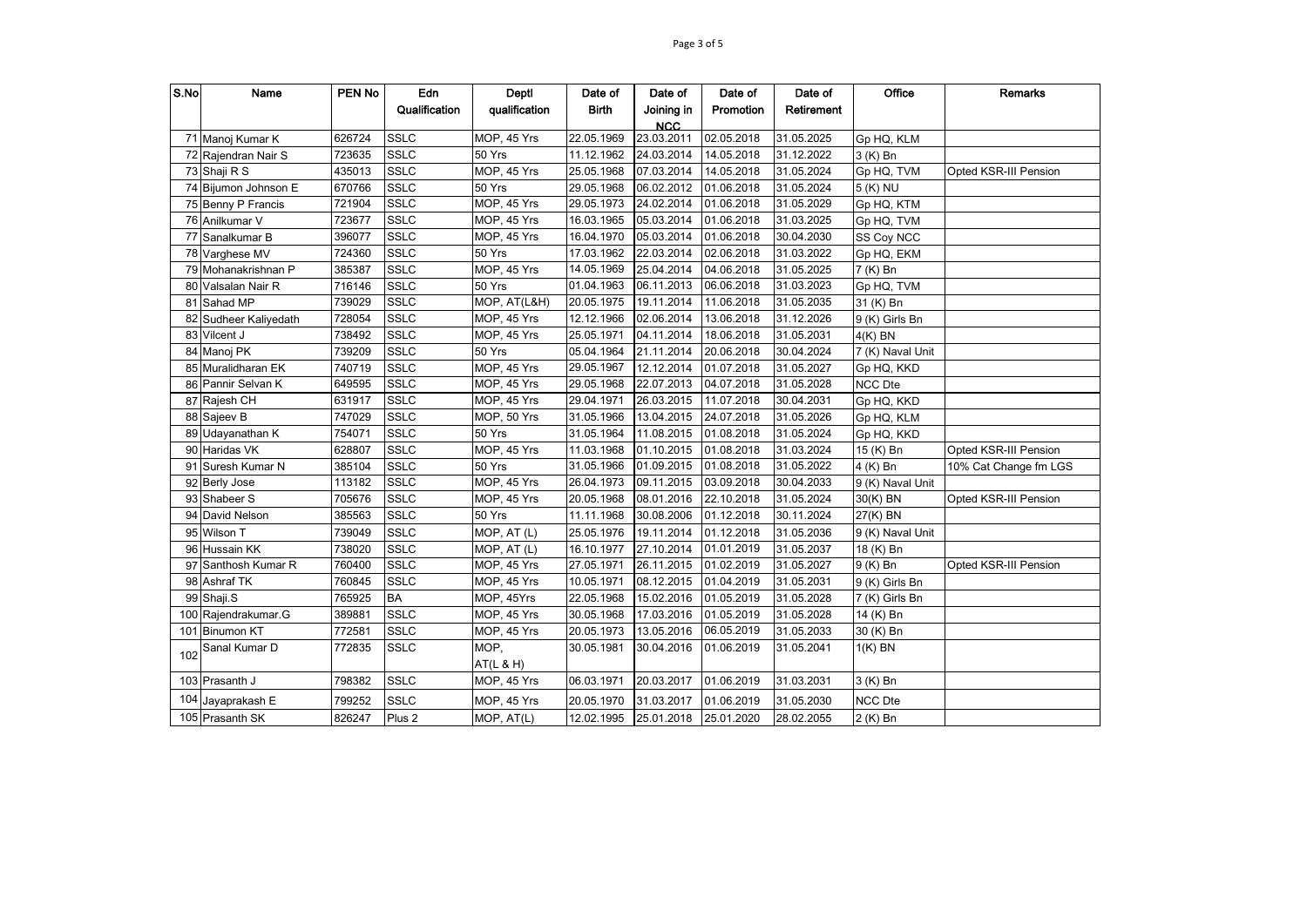| S.No | Name | PEN No | Edn Qualification | Deptl qualification | Date of Birth | Date of Joining in NCC | Date of Promotion | Date of Retirement | Office | Remarks |
|---|---|---|---|---|---|---|---|---|---|---|
| 71 | Manoj Kumar K | 626724 | SSLC | MOP, 45 Yrs | 22.05.1969 | 23.03.2011 | 02.05.2018 | 31.05.2025 | Gp HQ, KLM | |
| 72 | Rajendran Nair S | 723635 | SSLC | 50 Yrs | 11.12.1962 | 24.03.2014 | 14.05.2018 | 31.12.2022 | 3 (K) Bn | |
| 73 | Shaji R S | 435013 | SSLC | MOP, 45 Yrs | 25.05.1968 | 07.03.2014 | 14.05.2018 | 31.05.2024 | Gp HQ, TVM | Opted KSR-III Pension |
| 74 | Bijumon Johnson E | 670766 | SSLC | 50 Yrs | 29.05.1968 | 06.02.2012 | 01.06.2018 | 31.05.2024 | 5 (K) NU | |
| 75 | Benny P Francis | 721904 | SSLC | MOP, 45 Yrs | 29.05.1973 | 24.02.2014 | 01.06.2018 | 31.05.2029 | Gp HQ, KTM | |
| 76 | Anilkumar V | 723677 | SSLC | MOP, 45 Yrs | 16.03.1965 | 05.03.2014 | 01.06.2018 | 31.03.2025 | Gp HQ, TVM | |
| 77 | Sanalkumar B | 396077 | SSLC | MOP, 45 Yrs | 16.04.1970 | 05.03.2014 | 01.06.2018 | 30.04.2030 | SS Coy NCC | |
| 78 | Varghese MV | 724360 | SSLC | 50 Yrs | 17.03.1962 | 22.03.2014 | 02.06.2018 | 31.03.2022 | Gp HQ, EKM | |
| 79 | Mohanakrishnan P | 385387 | SSLC | MOP, 45 Yrs | 14.05.1969 | 25.04.2014 | 04.06.2018 | 31.05.2025 | 7 (K) Bn | |
| 80 | Valsalan Nair R | 716146 | SSLC | 50 Yrs | 01.04.1963 | 06.11.2013 | 06.06.2018 | 31.03.2023 | Gp HQ, TVM | |
| 81 | Sahad MP | 739029 | SSLC | MOP, AT(L&H) | 20.05.1975 | 19.11.2014 | 11.06.2018 | 31.05.2035 | 31 (K) Bn | |
| 82 | Sudheer Kaliyedath | 728054 | SSLC | MOP, 45 Yrs | 12.12.1966 | 02.06.2014 | 13.06.2018 | 31.12.2026 | 9 (K) Girls Bn | |
| 83 | Vilcent J | 738492 | SSLC | MOP, 45 Yrs | 25.05.1971 | 04.11.2014 | 18.06.2018 | 31.05.2031 | 4(K) BN | |
| 84 | Manoj PK | 739209 | SSLC | 50 Yrs | 05.04.1964 | 21.11.2014 | 20.06.2018 | 30.04.2024 | 7 (K) Naval Unit | |
| 85 | Muralidharan EK | 740719 | SSLC | MOP, 45 Yrs | 29.05.1967 | 12.12.2014 | 01.07.2018 | 31.05.2027 | Gp HQ, KKD | |
| 86 | Pannir Selvan K | 649595 | SSLC | MOP, 45 Yrs | 29.05.1968 | 22.07.2013 | 04.07.2018 | 31.05.2028 | NCC Dte | |
| 87 | Rajesh CH | 631917 | SSLC | MOP, 45 Yrs | 29.04.1971 | 26.03.2015 | 11.07.2018 | 30.04.2031 | Gp HQ, KKD | |
| 88 | Sajeev B | 747029 | SSLC | MOP, 50 Yrs | 31.05.1966 | 13.04.2015 | 24.07.2018 | 31.05.2026 | Gp HQ, KLM | |
| 89 | Udayanathan K | 754071 | SSLC | 50 Yrs | 31.05.1964 | 11.08.2015 | 01.08.2018 | 31.05.2024 | Gp HQ, KKD | |
| 90 | Haridas VK | 628807 | SSLC | MOP, 45 Yrs | 11.03.1968 | 01.10.2015 | 01.08.2018 | 31.03.2024 | 15 (K) Bn | Opted KSR-III Pension |
| 91 | Suresh Kumar N | 385104 | SSLC | 50 Yrs | 31.05.1966 | 01.09.2015 | 01.08.2018 | 31.05.2022 | 4 (K) Bn | 10% Cat Change fm LGS |
| 92 | Berly Jose | 113182 | SSLC | MOP, 45 Yrs | 26.04.1973 | 09.11.2015 | 03.09.2018 | 30.04.2033 | 9 (K) Naval Unit | |
| 93 | Shabeer S | 705676 | SSLC | MOP, 45 Yrs | 20.05.1968 | 08.01.2016 | 22.10.2018 | 31.05.2024 | 30(K) BN | Opted KSR-III Pension |
| 94 | David Nelson | 385563 | SSLC | 50 Yrs | 11.11.1968 | 30.08.2006 | 01.12.2018 | 30.11.2024 | 27(K) BN | |
| 95 | Wilson T | 739049 | SSLC | MOP, AT (L) | 25.05.1976 | 19.11.2014 | 01.12.2018 | 31.05.2036 | 9 (K) Naval Unit | |
| 96 | Hussain KK | 738020 | SSLC | MOP, AT (L) | 16.10.1977 | 27.10.2014 | 01.01.2019 | 31.05.2037 | 18 (K) Bn | |
| 97 | Santhosh Kumar R | 760400 | SSLC | MOP, 45 Yrs | 27.05.1971 | 26.11.2015 | 01.02.2019 | 31.05.2027 | 9 (K) Bn | Opted KSR-III Pension |
| 98 | Ashraf TK | 760845 | SSLC | MOP, 45 Yrs | 10.05.1971 | 08.12.2015 | 01.04.2019 | 31.05.2031 | 9 (K) Girls Bn | |
| 99 | Shaji.S | 765925 | BA | MOP, 45Yrs | 22.05.1968 | 15.02.2016 | 01.05.2019 | 31.05.2028 | 7 (K) Girls Bn | |
| 100 | Rajendrakumar.G | 389881 | SSLC | MOP, 45 Yrs | 30.05.1968 | 17.03.2016 | 01.05.2019 | 31.05.2028 | 14 (K) Bn | |
| 101 | Binumon KT | 772581 | SSLC | MOP, 45 Yrs | 20.05.1973 | 13.05.2016 | 06.05.2019 | 31.05.2033 | 30 (K) Bn | |
| 102 | Sanal Kumar D | 772835 | SSLC | MOP, AT(L & H) | 30.05.1981 | 30.04.2016 | 01.06.2019 | 31.05.2041 | 1(K) BN | |
| 103 | Prasanth J | 798382 | SSLC | MOP, 45 Yrs | 06.03.1971 | 20.03.2017 | 01.06.2019 | 31.03.2031 | 3 (K) Bn | |
| 104 | Jayaprakash E | 799252 | SSLC | MOP, 45 Yrs | 20.05.1970 | 31.03.2017 | 01.06.2019 | 31.05.2030 | NCC Dte | |
| 105 | Prasanth SK | 826247 | Plus 2 | MOP, AT(L) | 12.02.1995 | 25.01.2018 | 25.01.2020 | 28.02.2055 | 2 (K) Bn | |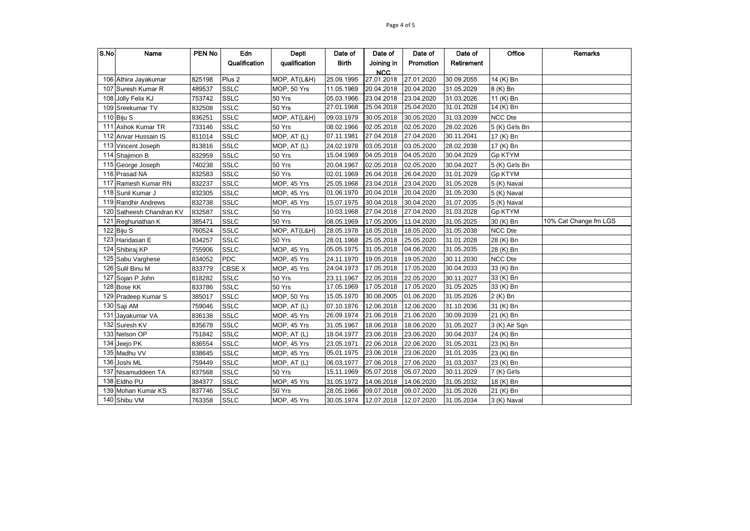| S.No | Name | PEN No | Edn Qualification | Deptl qualification | Date of Birth | Date of Joining in NCC | Date of Promotion | Date of Retirement | Office | Remarks |
|---|---|---|---|---|---|---|---|---|---|---|
| 106 | Athira Jayakumar | 825198 | Plus 2 | MOP, AT(L&H) | 25.09.1995 | 27.01.2018 | 27.01.2020 | 30.09.2055 | 14 (K) Bn | |
| 107 | Suresh Kumar R | 489537 | SSLC | MOP, 50 Yrs | 11.05.1969 | 20.04.2018 | 20.04.2020 | 31.05.2029 | 8 (K) Bn | |
| 108 | Jolly Felix KJ | 753742 | SSLC | 50 Yrs | 05.03.1966 | 23.04.2018 | 23.04.2020 | 31.03.2026 | 11 (K) Bn | |
| 109 | Sreekumar TV | 832508 | SSLC | 50 Yrs | 27.01.1968 | 25.04.2018 | 25.04.2020 | 31.01.2028 | 14 (K) Bn | |
| 110 | Biju S | 836251 | SSLC | MOP, AT(L&H) | 09.03.1979 | 30.05.2018 | 30.05.2020 | 31.03.2039 | NCC Dte | |
| 111 | Ashok Kumar TR | 733146 | SSLC | 50 Yrs | 08.02.1966 | 02.05.2018 | 02.05.2020 | 28.02.2026 | 5 (K) Girls Bn | |
| 112 | Anvar Hussain IS | 811014 | SSLC | MOP, AT (L) | 07.11.1981 | 27.04.2018 | 27.04.2020 | 30.11.2041 | 17 (K) Bn | |
| 113 | Vincent Joseph | 813816 | SSLC | MOP, AT (L) | 24.02.1978 | 03.05.2018 | 03.05.2020 | 28.02.2038 | 17 (K) Bn | |
| 114 | Shajimon B | 832959 | SSLC | 50 Yrs | 15.04.1969 | 04.05.2018 | 04.05.2020 | 30.04.2029 | Gp KTYM | |
| 115 | George Joseph | 740238 | SSLC | 50 Yrs | 20.04.1967 | 02.05.2018 | 02.05.2020 | 30.04.2027 | 5 (K) Girls Bn | |
| 116 | Prasad NA | 832583 | SSLC | 50 Yrs | 02.01.1969 | 26.04.2018 | 26.04.2020 | 31.01.2029 | Gp KTYM | |
| 117 | Ramesh Kumar RN | 832237 | SSLC | MOP, 45 Yrs | 25.05.1968 | 23.04.2018 | 23.04.2020 | 31.05.2028 | 5 (K) Naval | |
| 118 | Sunil Kumar J | 832305 | SSLC | MOP, 45 Yrs | 01.06.1970 | 20.04.2018 | 20.04.2020 | 31.05.2030 | 5 (K) Naval | |
| 119 | Randhir Andrews | 832738 | SSLC | MOP, 45 Yrs | 15.07.1975 | 30.04.2018 | 30.04.2020 | 31.07.2035 | 5 (K) Naval | |
| 120 | Satheesh Chandran KV | 832587 | SSLC | 50 Yrs | 10.03.1968 | 27.04.2018 | 27.04.2020 | 31.03.2028 | Gp KTYM | |
| 121 | Reghunathan K | 385471 | SSLC | 50 Yrs | 08.05.1969 | 17.05.2005 | 11.04.2020 | 31.05.2025 | 30 (K) Bn | 10% Cat Change fm LGS |
| 122 | Biju S | 760524 | SSLC | MOP, AT(L&H) | 28.05.1978 | 18.05.2018 | 18.05.2020 | 31.05.2038 | NCC Dte | |
| 123 | Haridasan E | 834257 | SSLC | 50 Yrs | 28.01.1968 | 25.05.2018 | 25.05.2020 | 31.01.2028 | 28 (K) Bn | |
| 124 | Shibiraj KP | 755906 | SSLC | MOP, 45 Yrs | 05.05.1975 | 31.05.2018 | 04.06.2020 | 31.05.2035 | 28 (K) Bn | |
| 125 | Sabu Varghese | 834052 | PDC | MOP, 45 Yrs | 24.11.1970 | 19.05.2018 | 19.05.2020 | 30.11.2030 | NCC Dte | |
| 126 | Sulil Binu M | 833779 | CBSE X | MOP, 45 Yrs | 24.04.1973 | 17.05.2018 | 17.05.2020 | 30.04.2033 | 33 (K) Bn | |
| 127 | Sojan P John | 818282 | SSLC | 50 Yrs | 23.11.1967 | 22.05.2018 | 22.05.2020 | 30.11.2027 | 33 (K) Bn | |
| 128 | Bose KK | 833786 | SSLC | 50 Yrs | 17.05.1969 | 17.05.2018 | 17.05.2020 | 31.05.2025 | 33 (K) Bn | |
| 129 | Pradeep Kumar S | 385017 | SSLC | MOP, 50 Yrs | 15.05.1970 | 30.08.2005 | 01.06.2020 | 31.05.2026 | 2 (K) Bn | |
| 130 | Saji AM | 759046 | SSLC | MOP, AT (L) | 07.10.1976 | 12.06.2018 | 12.06.2020 | 31.10.2036 | 31 (K) Bn | |
| 131 | Jayakumar VA | 836138 | SSLC | MOP, 45 Yrs | 26.09.1974 | 21.06.2018 | 21.06.2020 | 30.09.2039 | 21 (K) Bn | |
| 132 | Suresh KV | 835678 | SSLC | MOP, 45 Yrs | 31.05.1967 | 18.06.2018 | 18.06.2020 | 31.05.2027 | 3 (K) Air Sqn | |
| 133 | Nelson OP | 751842 | SSLC | MOP, AT (L) | 18.04.1977 | 23.06.2018 | 23.06.2020 | 30.04.2037 | 24 (K) Bn | |
| 134 | Jeejo PK | 836554 | SSLC | MOP, 45 Yrs | 23.05.1971 | 22.06.2018 | 22.06.2020 | 31.05.2031 | 23 (K) Bn | |
| 135 | Madhu VV | 838645 | SSLC | MOP, 45 Yrs | 05.01.1975 | 23.06.2018 | 23.06.2020 | 31.01.2035 | 23 (K) Bn | |
| 136 | Joshi ML | 759449 | SSLC | MOP, AT (L) | 06.03.1977 | 27.06.2018 | 27.06.2020 | 31.03.2037 | 23 (K) Bn | |
| 137 | Nisamuddeen TA | 837568 | SSLC | 50 Yrs | 15.11.1969 | 05.07.2018 | 05.07.2020 | 30.11.2029 | 7 (K) Girls | |
| 138 | Eldho PU | 384377 | SSLC | MOP, 45 Yrs | 31.05.1972 | 14.06.2018 | 14.06.2020 | 31.05.2032 | 18 (K) Bn | |
| 139 | Mohan Kumar KS | 837746 | SSLC | 50 Yrs | 28.05.1966 | 09.07.2018 | 09.07.2020 | 31.05.2026 | 21 (K) Bn | |
| 140 | Shibu VM | 763358 | SSLC | MOP, 45 Yrs | 30.05.1974 | 12.07.2018 | 12.07.2020 | 31.05.2034 | 3 (K) Naval | |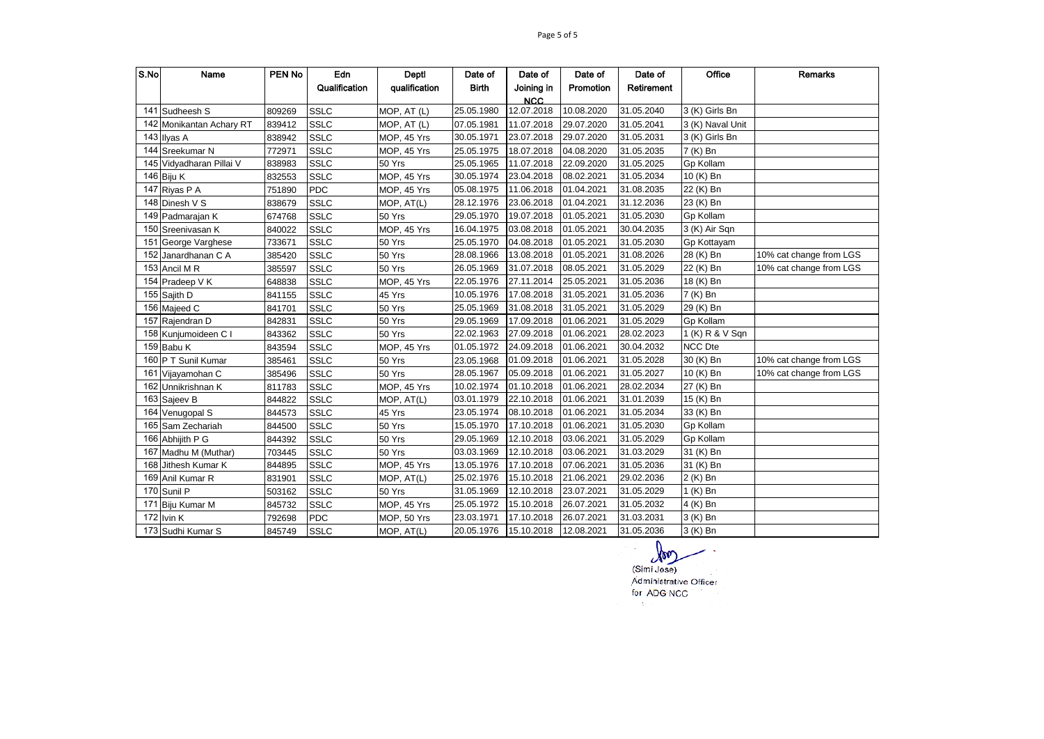| S.No | Name | PEN No | Edn Qualification | Deptl qualification | Date of Birth | Date of Joining in NCC | Date of Promotion | Date of Retirement | Office | Remarks |
|---|---|---|---|---|---|---|---|---|---|---|
| 141 | Sudheesh S | 809269 | SSLC | MOP, AT (L) | 25.05.1980 | 12.07.2018 | 10.08.2020 | 31.05.2040 | 3 (K) Girls Bn | |
| 142 | Monikantan Achary RT | 839412 | SSLC | MOP, AT (L) | 07.05.1981 | 11.07.2018 | 29.07.2020 | 31.05.2041 | 3 (K) Naval Unit | |
| 143 | Ilyas A | 838942 | SSLC | MOP, 45 Yrs | 30.05.1971 | 23.07.2018 | 29.07.2020 | 31.05.2031 | 3 (K) Girls Bn | |
| 144 | Sreekumar N | 772971 | SSLC | MOP, 45 Yrs | 25.05.1975 | 18.07.2018 | 04.08.2020 | 31.05.2035 | 7 (K) Bn | |
| 145 | Vidyadharan Pillai V | 838983 | SSLC | 50 Yrs | 25.05.1965 | 11.07.2018 | 22.09.2020 | 31.05.2025 | Gp Kollam | |
| 146 | Biju K | 832553 | SSLC | MOP, 45 Yrs | 30.05.1974 | 23.04.2018 | 08.02.2021 | 31.05.2034 | 10 (K) Bn | |
| 147 | Riyas P A | 751890 | PDC | MOP, 45 Yrs | 05.08.1975 | 11.06.2018 | 01.04.2021 | 31.08.2035 | 22 (K) Bn | |
| 148 | Dinesh V S | 838679 | SSLC | MOP, AT(L) | 28.12.1976 | 23.06.2018 | 01.04.2021 | 31.12.2036 | 23 (K) Bn | |
| 149 | Padmarajan K | 674768 | SSLC | 50 Yrs | 29.05.1970 | 19.07.2018 | 01.05.2021 | 31.05.2030 | Gp Kollam | |
| 150 | Sreenivasan K | 840022 | SSLC | MOP, 45 Yrs | 16.04.1975 | 03.08.2018 | 01.05.2021 | 30.04.2035 | 3 (K) Air Sqn | |
| 151 | George Varghese | 733671 | SSLC | 50 Yrs | 25.05.1970 | 04.08.2018 | 01.05.2021 | 31.05.2030 | Gp Kottayam | |
| 152 | Janardhanan C A | 385420 | SSLC | 50 Yrs | 28.08.1966 | 13.08.2018 | 01.05.2021 | 31.08.2026 | 28 (K) Bn | 10% cat change from LGS |
| 153 | Ancil M R | 385597 | SSLC | 50 Yrs | 26.05.1969 | 31.07.2018 | 08.05.2021 | 31.05.2029 | 22 (K) Bn | 10% cat change from LGS |
| 154 | Pradeep V K | 648838 | SSLC | MOP, 45 Yrs | 22.05.1976 | 27.11.2014 | 25.05.2021 | 31.05.2036 | 18 (K) Bn | |
| 155 | Sajith D | 841155 | SSLC | 45 Yrs | 10.05.1976 | 17.08.2018 | 31.05.2021 | 31.05.2036 | 7 (K) Bn | |
| 156 | Majeed C | 841701 | SSLC | 50 Yrs | 25.05.1969 | 31.08.2018 | 31.05.2021 | 31.05.2029 | 29 (K) Bn | |
| 157 | Rajendran D | 842831 | SSLC | 50 Yrs | 29.05.1969 | 17.09.2018 | 01.06.2021 | 31.05.2029 | Gp Kollam | |
| 158 | Kunjumoideen C I | 843362 | SSLC | 50 Yrs | 22.02.1963 | 27.09.2018 | 01.06.2021 | 28.02.2023 | 1 (K) R & V Sqn | |
| 159 | Babu K | 843594 | SSLC | MOP, 45 Yrs | 01.05.1972 | 24.09.2018 | 01.06.2021 | 30.04.2032 | NCC Dte | |
| 160 | P T Sunil Kumar | 385461 | SSLC | 50 Yrs | 23.05.1968 | 01.09.2018 | 01.06.2021 | 31.05.2028 | 30 (K) Bn | 10% cat change from LGS |
| 161 | Vijayamohan C | 385496 | SSLC | 50 Yrs | 28.05.1967 | 05.09.2018 | 01.06.2021 | 31.05.2027 | 10 (K) Bn | 10% cat change from LGS |
| 162 | Unnikrishnan K | 811783 | SSLC | MOP, 45 Yrs | 10.02.1974 | 01.10.2018 | 01.06.2021 | 28.02.2034 | 27 (K) Bn | |
| 163 | Sajeev B | 844822 | SSLC | MOP, AT(L) | 03.01.1979 | 22.10.2018 | 01.06.2021 | 31.01.2039 | 15 (K) Bn | |
| 164 | Venugopal S | 844573 | SSLC | 45 Yrs | 23.05.1974 | 08.10.2018 | 01.06.2021 | 31.05.2034 | 33 (K) Bn | |
| 165 | Sam Zechariah | 844500 | SSLC | 50 Yrs | 15.05.1970 | 17.10.2018 | 01.06.2021 | 31.05.2030 | Gp Kollam | |
| 166 | Abhijith P G | 844392 | SSLC | 50 Yrs | 29.05.1969 | 12.10.2018 | 03.06.2021 | 31.05.2029 | Gp Kollam | |
| 167 | Madhu M (Muthar) | 703445 | SSLC | 50 Yrs | 03.03.1969 | 12.10.2018 | 03.06.2021 | 31.03.2029 | 31 (K) Bn | |
| 168 | Jithesh Kumar K | 844895 | SSLC | MOP, 45 Yrs | 13.05.1976 | 17.10.2018 | 07.06.2021 | 31.05.2036 | 31 (K) Bn | |
| 169 | Anil Kumar R | 831901 | SSLC | MOP, AT(L) | 25.02.1976 | 15.10.2018 | 21.06.2021 | 29.02.2036 | 2 (K) Bn | |
| 170 | Sunil P | 503162 | SSLC | 50 Yrs | 31.05.1969 | 12.10.2018 | 23.07.2021 | 31.05.2029 | 1 (K) Bn | |
| 171 | Biju Kumar M | 845732 | SSLC | MOP, 45 Yrs | 25.05.1972 | 15.10.2018 | 26.07.2021 | 31.05.2032 | 4 (K) Bn | |
| 172 | Ivin K | 792698 | PDC | MOP, 50 Yrs | 23.03.1971 | 17.10.2018 | 26.07.2021 | 31.03.2031 | 3 (K) Bn | |
| 173 | Sudhi Kumar S | 845749 | SSLC | MOP, AT(L) | 20.05.1976 | 15.10.2018 | 12.08.2021 | 31.05.2036 | 3 (K) Bn | |

(Simi Jose)
Administrative Officer
for ADG NCC